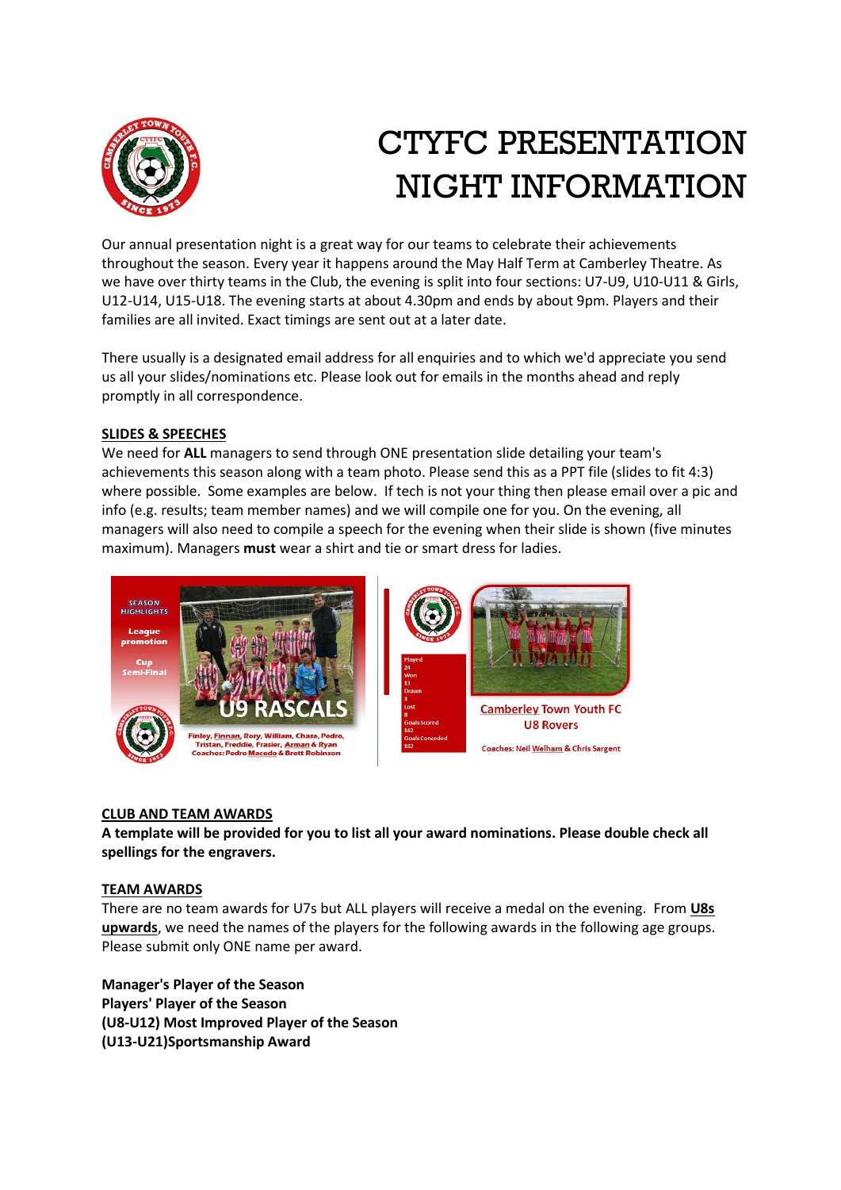# CTYFC PRESENTATION NIGHT INFORMATION

Our annual presentation night is a great way for our teams to celebrate their achievements throughout the season. Every year it happens around the May Half Term at Camberley Theatre. As we have over thirty teams in the Club, the evening is split into four sections: U7-U9, U10-U11 & Girls, U12-U14, U15-U18. The evening starts at about 4.30pm and ends by about 9pm. Players and their families are all invited. Exact timings are sent out at a later date.

There usually is a designated email address for all enquiries and to which we'd appreciate you send us all your slides/nominations etc. Please look out for emails in the months ahead and reply promptly in all correspondence.

## SLIDES & SPEECHES

We need for **ALL** managers to send through ONE presentation slide detailing your team's achievements this season along with a team photo. Please send this as a PPT file (slides to fit 4:3) where possible. Some examples are below. If tech is not your thing then please email over a pic and info (e.g. results; team member names) and we will compile one for you. On the evening, all managers will also need to compile a speech for the evening when their slide is shown (five minutes maximum). Managers **must** wear a shirt and tie or smart dress for ladies.

## CLUB AND TEAM AWARDS

**A template will be provided for you to list all your award nominations. Please double check all spellings for the engravers.**

## TEAM AWARDS

There are no team awards for U7s but ALL players will receive a medal on the evening. From **U8s upwards**, we need the names of the players for the following awards in the following age groups. Please submit only ONE name per award.

**Manager's Player of the Season**
**Players' Player of the Season**
**(U8-U12) Most Improved Player of the Season**
**(U13-U21)Sportsmanship Award**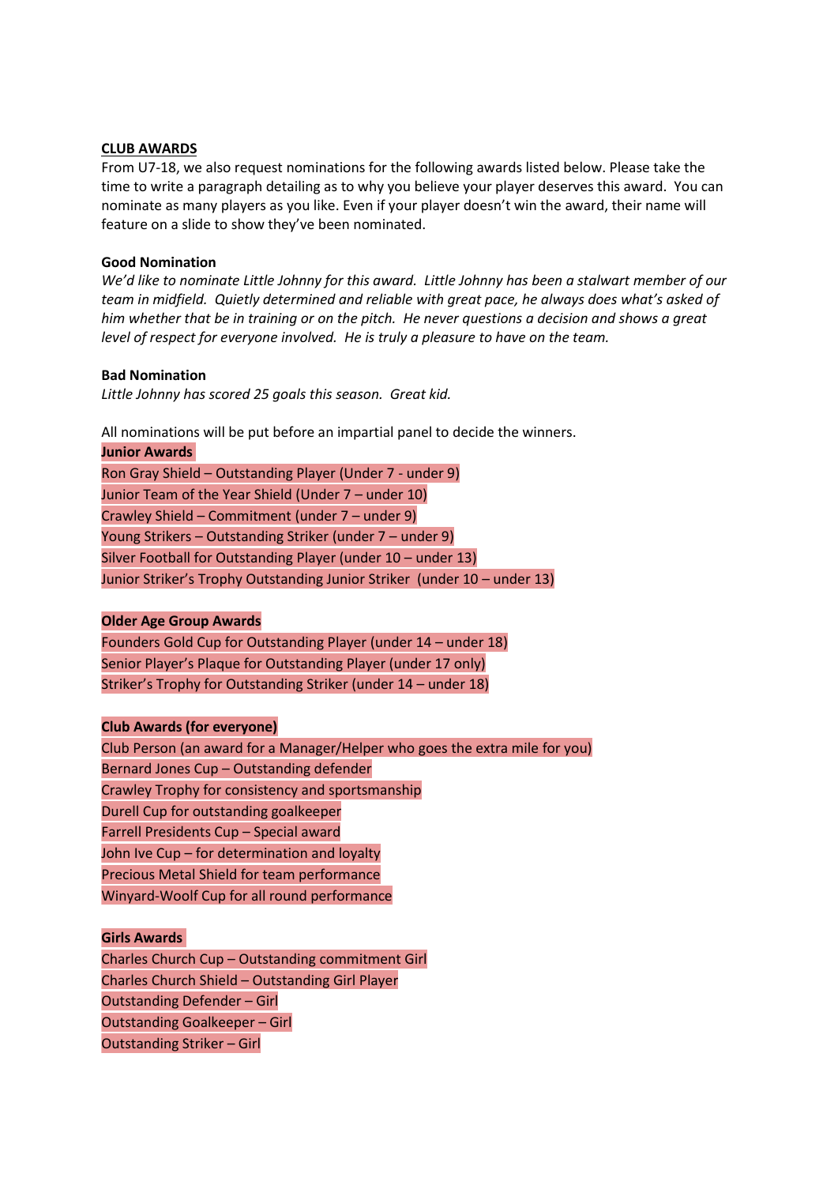## CLUB AWARDS

From U7-18, we also request nominations for the following awards listed below. Please take the time to write a paragraph detailing as to why you believe your player deserves this award. You can nominate as many players as you like. Even if your player doesn't win the award, their name will feature on a slide to show they've been nominated.

**Good Nomination**

*We'd like to nominate Little Johnny for this award. Little Johnny has been a stalwart member of our team in midfield. Quietly determined and reliable with great pace, he always does what's asked of him whether that be in training or on the pitch. He never questions a decision and shows a great level of respect for everyone involved. He is truly a pleasure to have on the team.*

**Bad Nomination**

*Little Johnny has scored 25 goals this season. Great kid.*

All nominations will be put before an impartial panel to decide the winners.

**Junior Awards**

Ron Gray Shield – Outstanding Player (Under 7 - under 9)
Junior Team of the Year Shield (Under 7 – under 10)
Crawley Shield – Commitment (under 7 – under 9)
Young Strikers – Outstanding Striker (under 7 – under 9)
Silver Football for Outstanding Player (under 10 – under 13)
Junior Striker's Trophy Outstanding Junior Striker (under 10 – under 13)

**Older Age Group Awards**

Founders Gold Cup for Outstanding Player (under 14 – under 18)
Senior Player's Plaque for Outstanding Player (under 17 only)
Striker's Trophy for Outstanding Striker (under 14 – under 18)

**Club Awards (for everyone)**

Club Person (an award for a Manager/Helper who goes the extra mile for you)
Bernard Jones Cup – Outstanding defender
Crawley Trophy for consistency and sportsmanship
Durell Cup for outstanding goalkeeper
Farrell Presidents Cup – Special award
John Ive Cup – for determination and loyalty
Precious Metal Shield for team performance
Winyard-Woolf Cup for all round performance

**Girls Awards**

Charles Church Cup – Outstanding commitment Girl
Charles Church Shield – Outstanding Girl Player
Outstanding Defender – Girl
Outstanding Goalkeeper – Girl
Outstanding Striker – Girl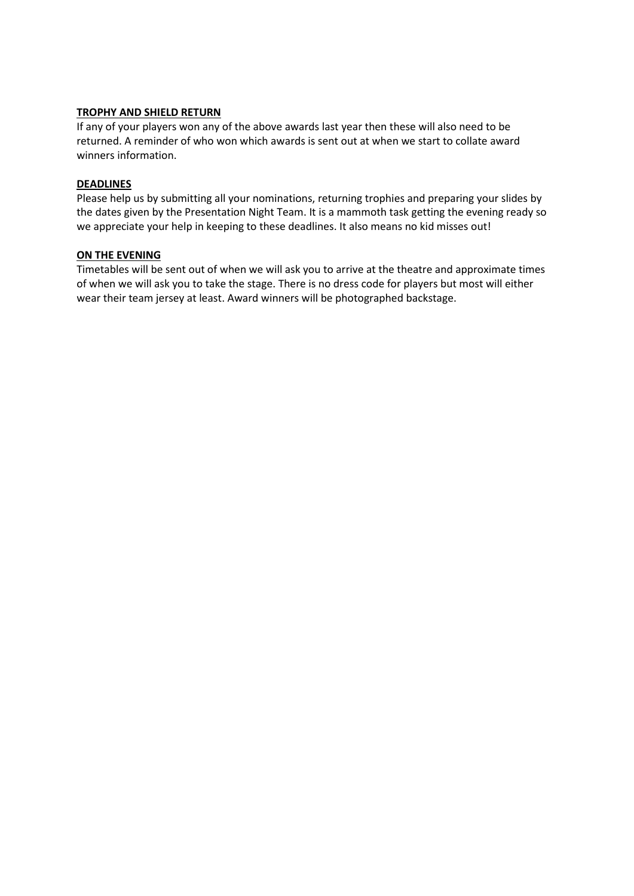**TROPHY AND SHIELD RETURN**

If any of your players won any of the above awards last year then these will also need to be returned. A reminder of who won which awards is sent out at when we start to collate award winners information.

**DEADLINES**

Please help us by submitting all your nominations, returning trophies and preparing your slides by the dates given by the Presentation Night Team. It is a mammoth task getting the evening ready so we appreciate your help in keeping to these deadlines. It also means no kid misses out!

**ON THE EVENING**

Timetables will be sent out of when we will ask you to arrive at the theatre and approximate times of when we will ask you to take the stage. There is no dress code for players but most will either wear their team jersey at least. Award winners will be photographed backstage.